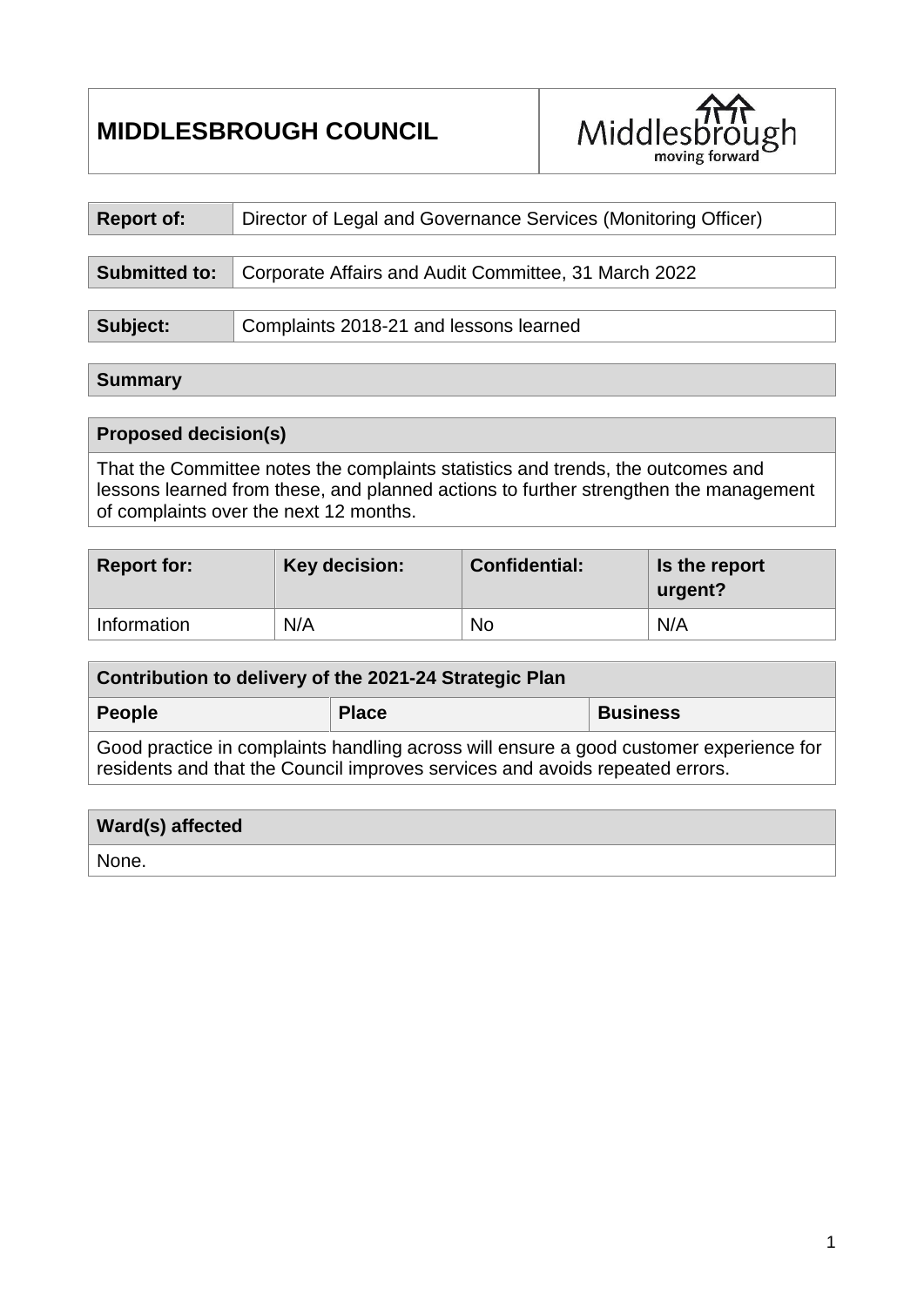# MIDDLESBROUGH COUNCIL

| | |
|---|---|
| **Report of:** | Director of Legal and Governance Services (Monitoring Officer) |

| | |
|---|---|
| **Submitted to:** | Corporate Affairs and Audit Committee, 31 March 2022 |

| | |
|---|---|
| **Subject:** | Complaints 2018-21 and lessons learned |

## Summary

| **Proposed decision(s)** |
|---|
| That the Committee notes the complaints statistics and trends, the outcomes and lessons learned from these, and planned actions to further strengthen the management of complaints over the next 12 months. |

| **Report for:** | **Key decision:** | **Confidential:** | **Is the report urgent?** |
|---|---|---|---|
| Information | N/A | No | N/A |

| **Contribution to delivery of the 2021-24 Strategic Plan** | | |
|---|---|---|
| **People** | **Place** | **Business** |
| Good practice in complaints handling across will ensure a good customer experience for residents and that the Council improves services and avoids repeated errors. | | |

| **Ward(s) affected** |
|---|
| None. |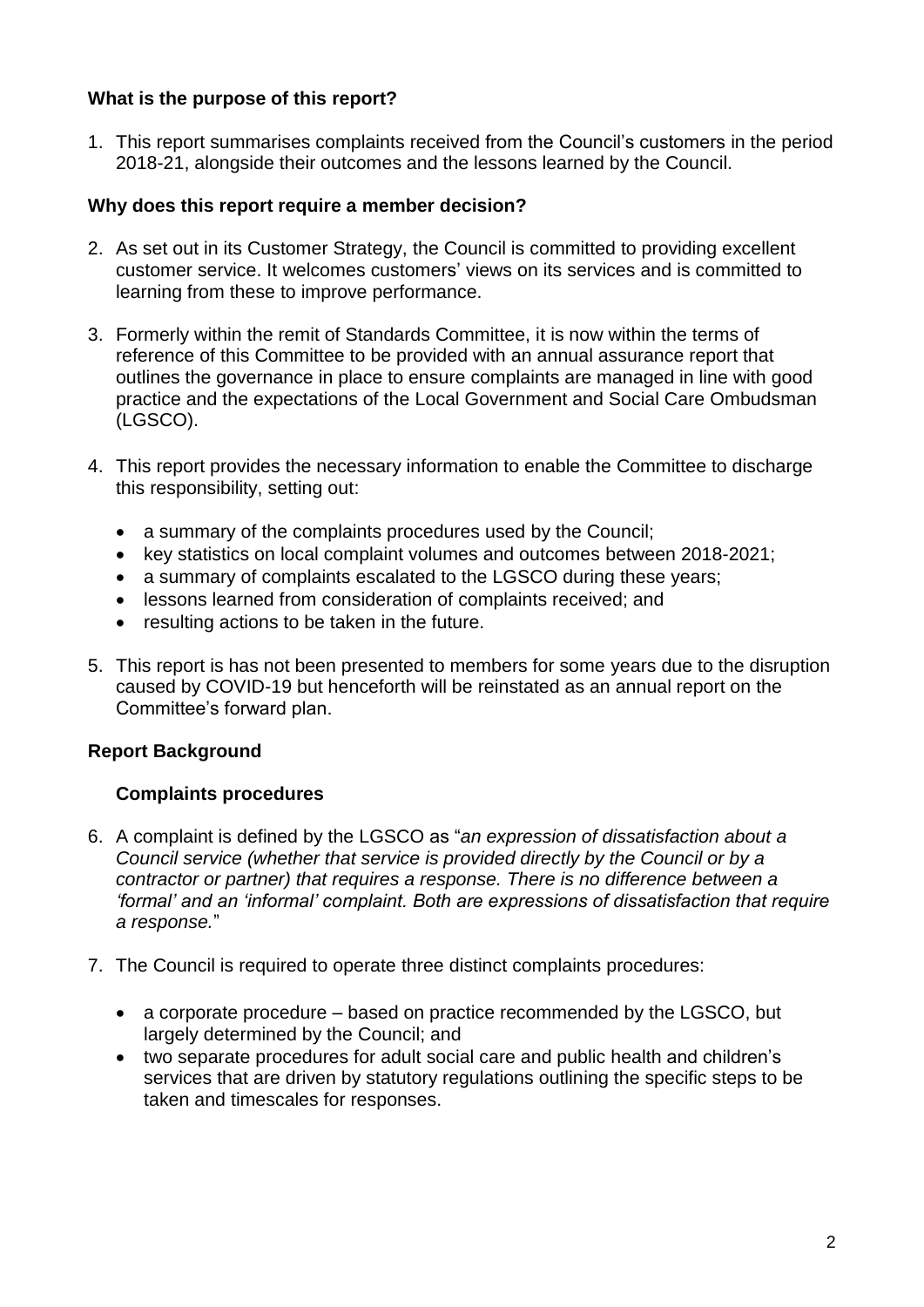**What is the purpose of this report?**

1. This report summarises complaints received from the Council's customers in the period 2018-21, alongside their outcomes and the lessons learned by the Council.

**Why does this report require a member decision?**

2. As set out in its Customer Strategy, the Council is committed to providing excellent customer service. It welcomes customers' views on its services and is committed to learning from these to improve performance.

3. Formerly within the remit of Standards Committee, it is now within the terms of reference of this Committee to be provided with an annual assurance report that outlines the governance in place to ensure complaints are managed in line with good practice and the expectations of the Local Government and Social Care Ombudsman (LGSCO).

4. This report provides the necessary information to enable the Committee to discharge this responsibility, setting out:

   - a summary of the complaints procedures used by the Council;
   - key statistics on local complaint volumes and outcomes between 2018-2021;
   - a summary of complaints escalated to the LGSCO during these years;
   - lessons learned from consideration of complaints received; and
   - resulting actions to be taken in the future.

5. This report is has not been presented to members for some years due to the disruption caused by COVID-19 but henceforth will be reinstated as an annual report on the Committee's forward plan.

**Report Background**

**Complaints procedures**

6. A complaint is defined by the LGSCO as "*an expression of dissatisfaction about a Council service (whether that service is provided directly by the Council or by a contractor or partner) that requires a response. There is no difference between a 'formal' and an 'informal' complaint. Both are expressions of dissatisfaction that require a response.*"

7. The Council is required to operate three distinct complaints procedures:

   - a corporate procedure – based on practice recommended by the LGSCO, but largely determined by the Council; and
   - two separate procedures for adult social care and public health and children's services that are driven by statutory regulations outlining the specific steps to be taken and timescales for responses.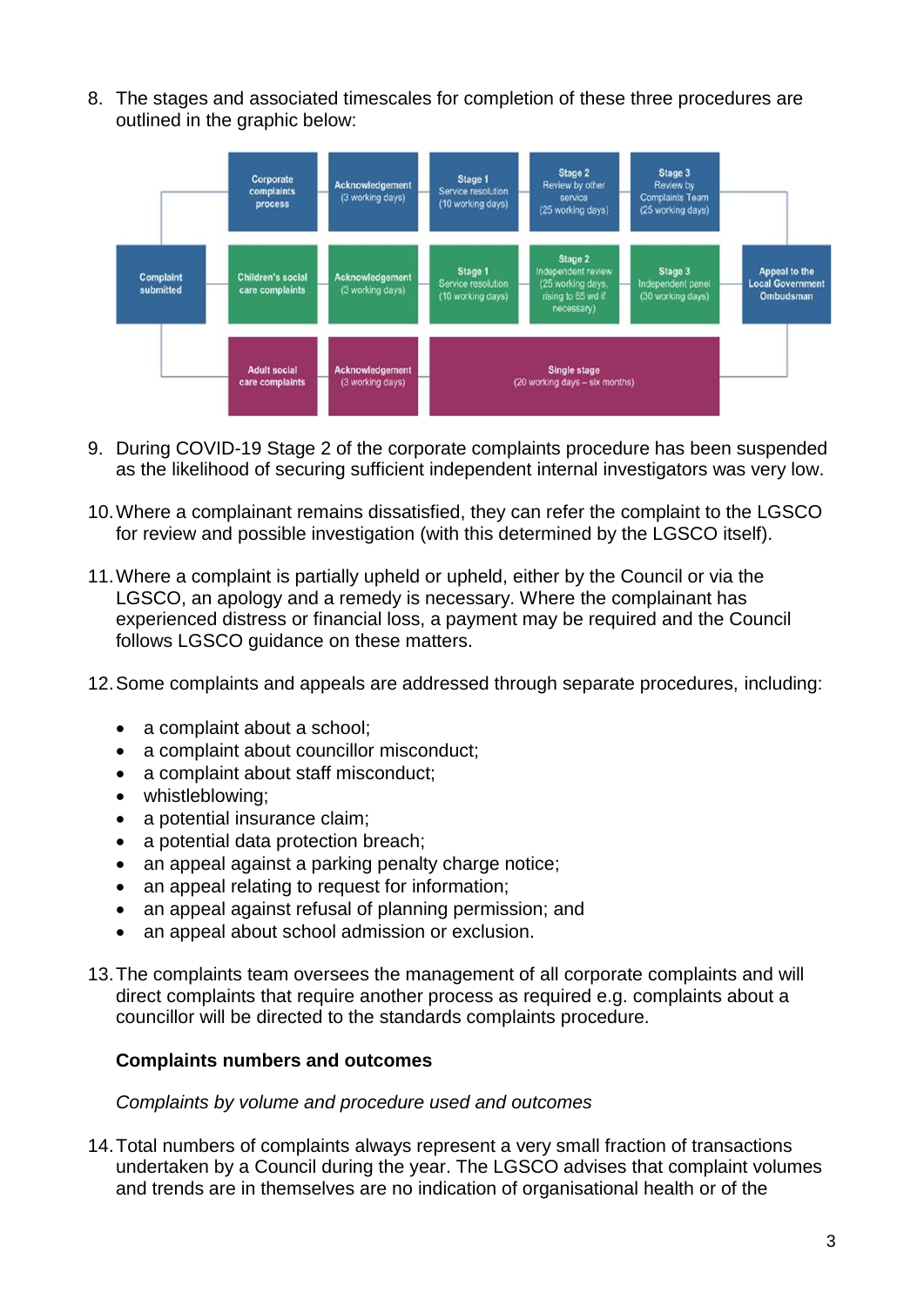8. The stages and associated timescales for completion of these three procedures are outlined in the graphic below:

| Complaint submitted | Procedure | Acknowledgement | Stage 1 | Stage 2 | Stage 3 | Appeal to the Local Government Ombudsman |
|---|---|---|---|---|---|---|
| | Corporate complaints process | Acknowledgement (3 working days) | Stage 1 Service resolution (10 working days) | Stage 2 Review by other service (25 working days) | Stage 3 Review by Complaints Team (25 working days) | |
| | Children's social care complaints | Acknowledgement (3 working days) | Stage 1 Service resolution (10 working days) | Stage 2 Independent review (25 working days, rising to 65 wd if necessary) | Stage 3 Independent panel (30 working days) | |
| | Adult social care complaints | Acknowledgement (3 working days) | Single stage (20 working days – six months) | | | |

9. During COVID-19 Stage 2 of the corporate complaints procedure has been suspended as the likelihood of securing sufficient independent internal investigators was very low.

10. Where a complainant remains dissatisfied, they can refer the complaint to the LGSCO for review and possible investigation (with this determined by the LGSCO itself).

11. Where a complaint is partially upheld or upheld, either by the Council or via the LGSCO, an apology and a remedy is necessary. Where the complainant has experienced distress or financial loss, a payment may be required and the Council follows LGSCO guidance on these matters.

12. Some complaints and appeals are addressed through separate procedures, including:

- a complaint about a school;
- a complaint about councillor misconduct;
- a complaint about staff misconduct;
- whistleblowing;
- a potential insurance claim;
- a potential data protection breach;
- an appeal against a parking penalty charge notice;
- an appeal relating to request for information;
- an appeal against refusal of planning permission; and
- an appeal about school admission or exclusion.

13. The complaints team oversees the management of all corporate complaints and will direct complaints that require another process as required e.g. complaints about a councillor will be directed to the standards complaints procedure.

**Complaints numbers and outcomes**

*Complaints by volume and procedure used and outcomes*

14. Total numbers of complaints always represent a very small fraction of transactions undertaken by a Council during the year. The LGSCO advises that complaint volumes and trends are in themselves are no indication of organisational health or of the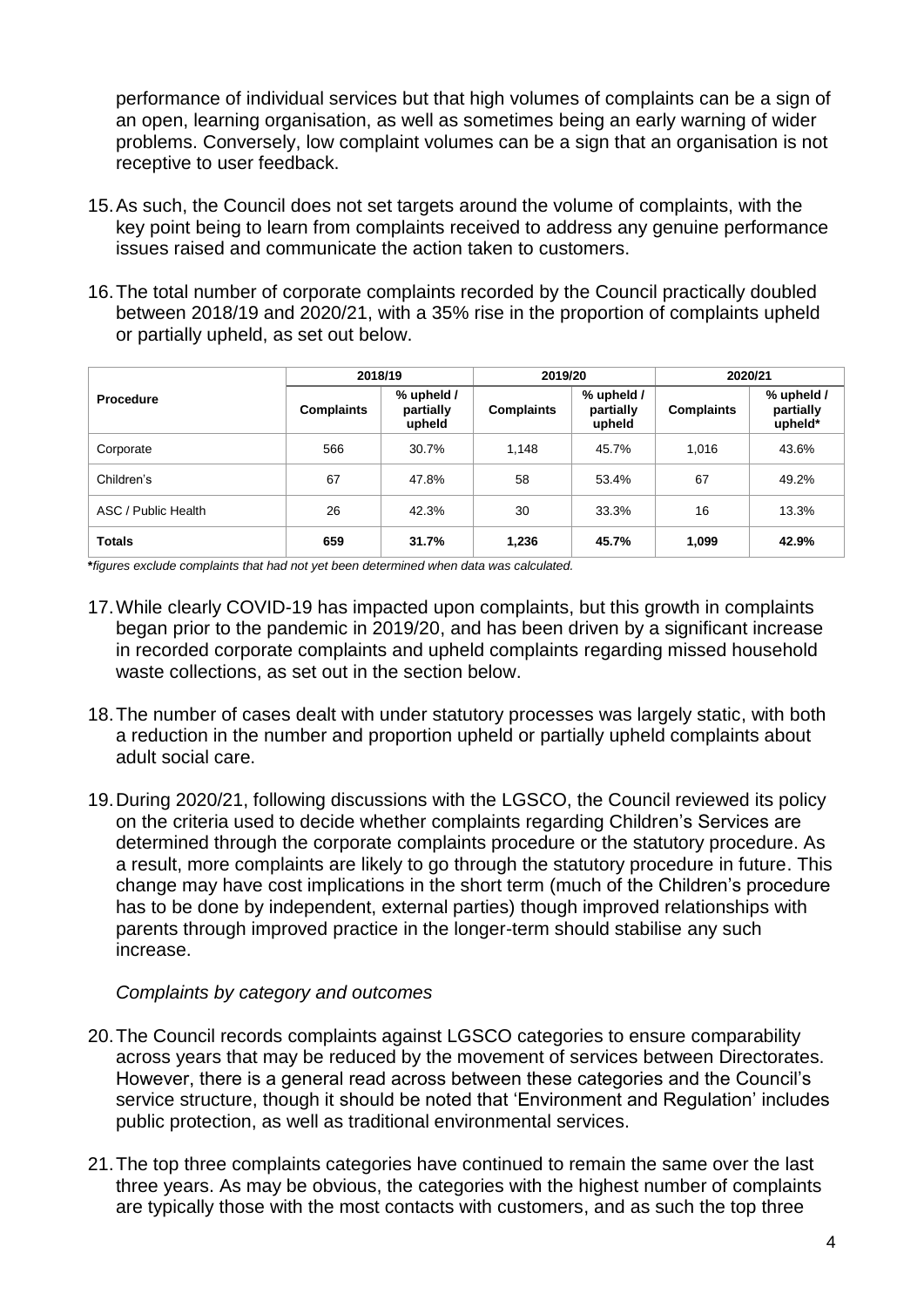performance of individual services but that high volumes of complaints can be a sign of an open, learning organisation, as well as sometimes being an early warning of wider problems. Conversely, low complaint volumes can be a sign that an organisation is not receptive to user feedback.

15. As such, the Council does not set targets around the volume of complaints, with the key point being to learn from complaints received to address any genuine performance issues raised and communicate the action taken to customers.

16. The total number of corporate complaints recorded by the Council practically doubled between 2018/19 and 2020/21, with a 35% rise in the proportion of complaints upheld or partially upheld, as set out below.

| Procedure | 2018/19 | | 2019/20 | | 2020/21 | |
|---|---|---|---|---|---|---|
| | Complaints | % upheld / partially upheld | Complaints | % upheld / partially upheld | Complaints | % upheld / partially upheld* |
| Corporate | 566 | 30.7% | 1,148 | 45.7% | 1,016 | 43.6% |
| Children's | 67 | 47.8% | 58 | 53.4% | 67 | 49.2% |
| ASC / Public Health | 26 | 42.3% | 30 | 33.3% | 16 | 13.3% |
| **Totals** | **659** | **31.7%** | **1,236** | **45.7%** | **1,099** | **42.9%** |

***figures exclude complaints that had not yet been determined when data was calculated.*

17. While clearly COVID-19 has impacted upon complaints, but this growth in complaints began prior to the pandemic in 2019/20, and has been driven by a significant increase in recorded corporate complaints and upheld complaints regarding missed household waste collections, as set out in the section below.

18. The number of cases dealt with under statutory processes was largely static, with both a reduction in the number and proportion upheld or partially upheld complaints about adult social care.

19. During 2020/21, following discussions with the LGSCO, the Council reviewed its policy on the criteria used to decide whether complaints regarding Children's Services are determined through the corporate complaints procedure or the statutory procedure. As a result, more complaints are likely to go through the statutory procedure in future. This change may have cost implications in the short term (much of the Children's procedure has to be done by independent, external parties) though improved relationships with parents through improved practice in the longer-term should stabilise any such increase.

*Complaints by category and outcomes*

20. The Council records complaints against LGSCO categories to ensure comparability across years that may be reduced by the movement of services between Directorates. However, there is a general read across between these categories and the Council's service structure, though it should be noted that 'Environment and Regulation' includes public protection, as well as traditional environmental services.

21. The top three complaints categories have continued to remain the same over the last three years. As may be obvious, the categories with the highest number of complaints are typically those with the most contacts with customers, and as such the top three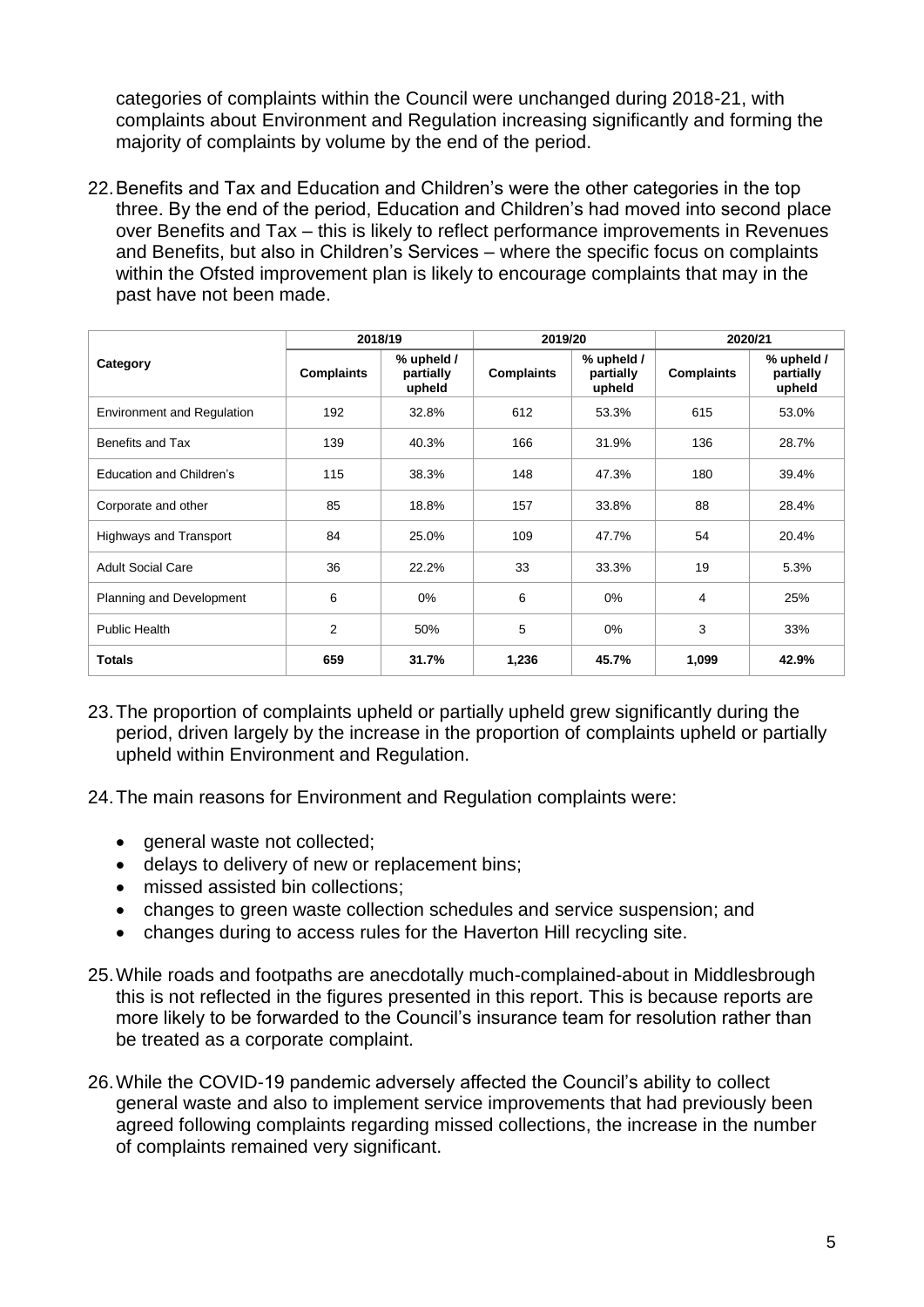categories of complaints within the Council were unchanged during 2018-21, with complaints about Environment and Regulation increasing significantly and forming the majority of complaints by volume by the end of the period.

22. Benefits and Tax and Education and Children's were the other categories in the top three. By the end of the period, Education and Children's had moved into second place over Benefits and Tax – this is likely to reflect performance improvements in Revenues and Benefits, but also in Children's Services – where the specific focus on complaints within the Ofsted improvement plan is likely to encourage complaints that may in the past have not been made.

| Category | 2018/19 | | 2019/20 | | 2020/21 | |
|---|---|---|---|---|---|---|
| | Complaints | % upheld / partially upheld | Complaints | % upheld / partially upheld | Complaints | % upheld / partially upheld |
| Environment and Regulation | 192 | 32.8% | 612 | 53.3% | 615 | 53.0% |
| Benefits and Tax | 139 | 40.3% | 166 | 31.9% | 136 | 28.7% |
| Education and Children's | 115 | 38.3% | 148 | 47.3% | 180 | 39.4% |
| Corporate and other | 85 | 18.8% | 157 | 33.8% | 88 | 28.4% |
| Highways and Transport | 84 | 25.0% | 109 | 47.7% | 54 | 20.4% |
| Adult Social Care | 36 | 22.2% | 33 | 33.3% | 19 | 5.3% |
| Planning and Development | 6 | 0% | 6 | 0% | 4 | 25% |
| Public Health | 2 | 50% | 5 | 0% | 3 | 33% |
| **Totals** | **659** | **31.7%** | **1,236** | **45.7%** | **1,099** | **42.9%** |

23. The proportion of complaints upheld or partially upheld grew significantly during the period, driven largely by the increase in the proportion of complaints upheld or partially upheld within Environment and Regulation.

24. The main reasons for Environment and Regulation complaints were:

- general waste not collected;
- delays to delivery of new or replacement bins;
- missed assisted bin collections;
- changes to green waste collection schedules and service suspension; and
- changes during to access rules for the Haverton Hill recycling site.

25. While roads and footpaths are anecdotally much-complained-about in Middlesbrough this is not reflected in the figures presented in this report. This is because reports are more likely to be forwarded to the Council's insurance team for resolution rather than be treated as a corporate complaint.

26. While the COVID-19 pandemic adversely affected the Council's ability to collect general waste and also to implement service improvements that had previously been agreed following complaints regarding missed collections, the increase in the number of complaints remained very significant.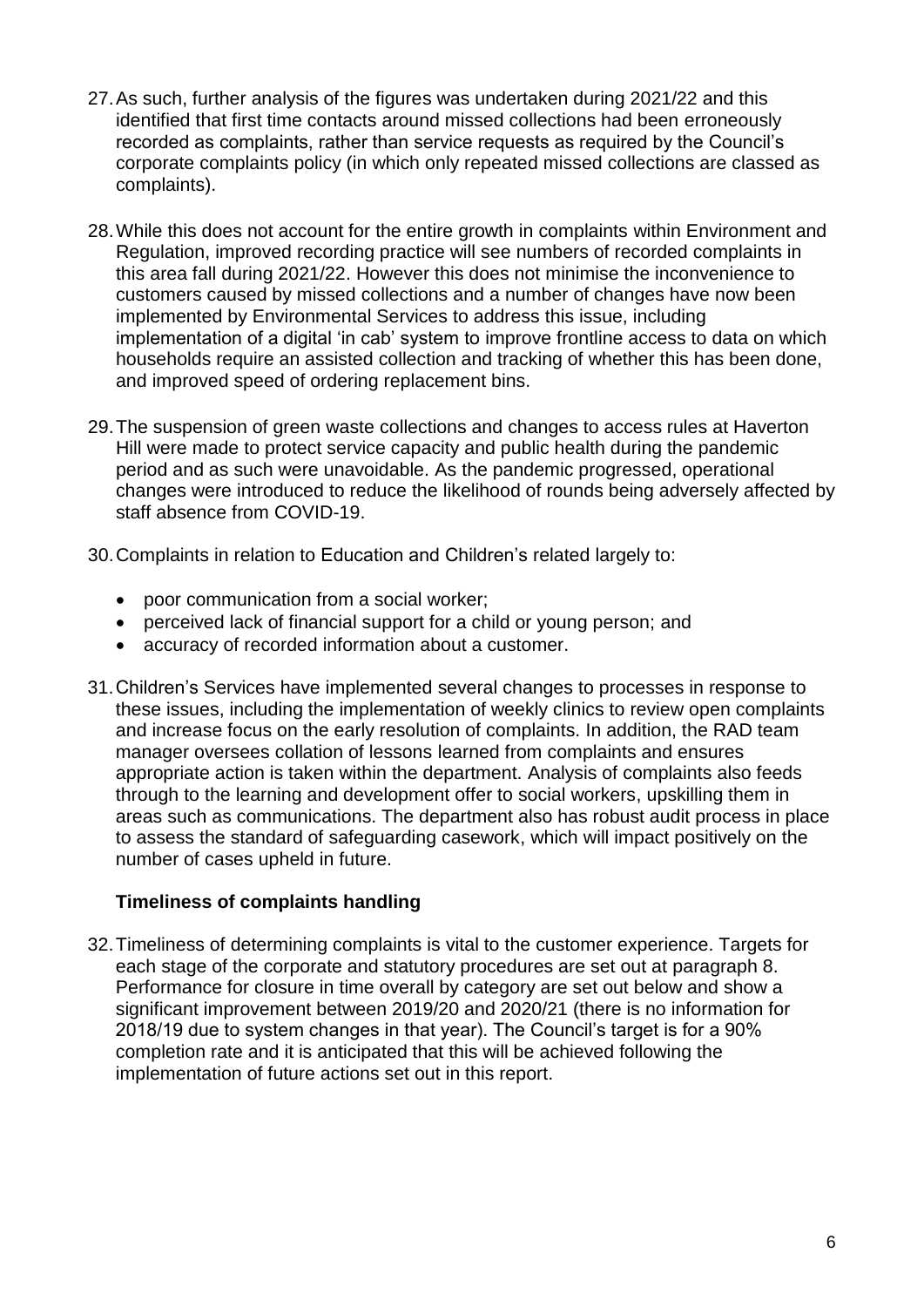27. As such, further analysis of the figures was undertaken during 2021/22 and this identified that first time contacts around missed collections had been erroneously recorded as complaints, rather than service requests as required by the Council's corporate complaints policy (in which only repeated missed collections are classed as complaints).

28. While this does not account for the entire growth in complaints within Environment and Regulation, improved recording practice will see numbers of recorded complaints in this area fall during 2021/22. However this does not minimise the inconvenience to customers caused by missed collections and a number of changes have now been implemented by Environmental Services to address this issue, including implementation of a digital 'in cab' system to improve frontline access to data on which households require an assisted collection and tracking of whether this has been done, and improved speed of ordering replacement bins.

29. The suspension of green waste collections and changes to access rules at Haverton Hill were made to protect service capacity and public health during the pandemic period and as such were unavoidable. As the pandemic progressed, operational changes were introduced to reduce the likelihood of rounds being adversely affected by staff absence from COVID-19.

30. Complaints in relation to Education and Children's related largely to:

- poor communication from a social worker;
- perceived lack of financial support for a child or young person; and
- accuracy of recorded information about a customer.

31. Children's Services have implemented several changes to processes in response to these issues, including the implementation of weekly clinics to review open complaints and increase focus on the early resolution of complaints. In addition, the RAD team manager oversees collation of lessons learned from complaints and ensures appropriate action is taken within the department. Analysis of complaints also feeds through to the learning and development offer to social workers, upskilling them in areas such as communications. The department also has robust audit process in place to assess the standard of safeguarding casework, which will impact positively on the number of cases upheld in future.

### Timeliness of complaints handling

32. Timeliness of determining complaints is vital to the customer experience. Targets for each stage of the corporate and statutory procedures are set out at paragraph 8. Performance for closure in time overall by category are set out below and show a significant improvement between 2019/20 and 2020/21 (there is no information for 2018/19 due to system changes in that year). The Council's target is for a 90% completion rate and it is anticipated that this will be achieved following the implementation of future actions set out in this report.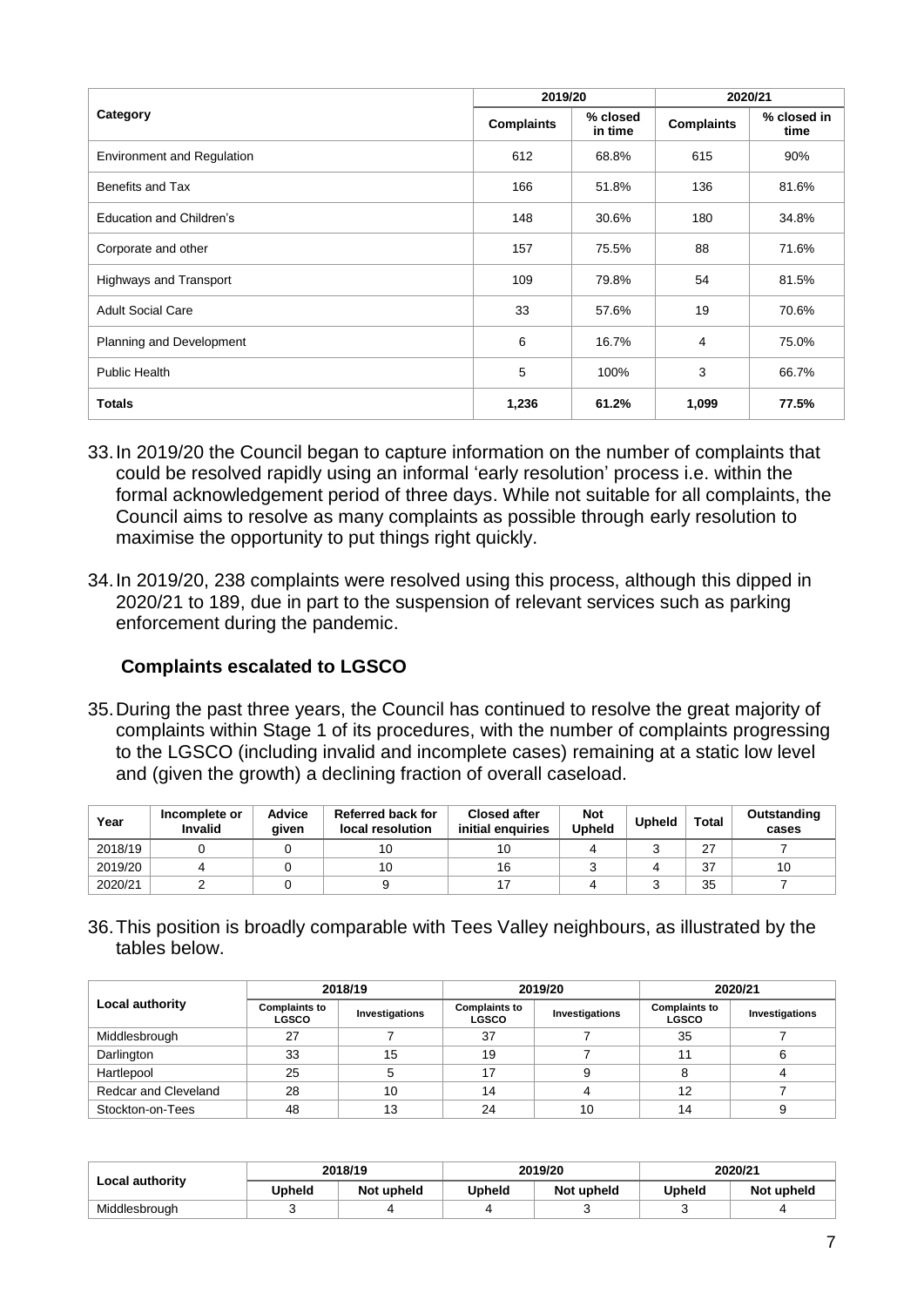| Category | 2019/20 | | 2020/21 | |
|---|---|---|---|---|
| | Complaints | % closed in time | Complaints | % closed in time |
| Environment and Regulation | 612 | 68.8% | 615 | 90% |
| Benefits and Tax | 166 | 51.8% | 136 | 81.6% |
| Education and Children's | 148 | 30.6% | 180 | 34.8% |
| Corporate and other | 157 | 75.5% | 88 | 71.6% |
| Highways and Transport | 109 | 79.8% | 54 | 81.5% |
| Adult Social Care | 33 | 57.6% | 19 | 70.6% |
| Planning and Development | 6 | 16.7% | 4 | 75.0% |
| Public Health | 5 | 100% | 3 | 66.7% |
| **Totals** | **1,236** | **61.2%** | **1,099** | **77.5%** |

33. In 2019/20 the Council began to capture information on the number of complaints that could be resolved rapidly using an informal 'early resolution' process i.e. within the formal acknowledgement period of three days. While not suitable for all complaints, the Council aims to resolve as many complaints as possible through early resolution to maximise the opportunity to put things right quickly.

34. In 2019/20, 238 complaints were resolved using this process, although this dipped in 2020/21 to 189, due in part to the suspension of relevant services such as parking enforcement during the pandemic.

### Complaints escalated to LGSCO

35. During the past three years, the Council has continued to resolve the great majority of complaints within Stage 1 of its procedures, with the number of complaints progressing to the LGSCO (including invalid and incomplete cases) remaining at a static low level and (given the growth) a declining fraction of overall caseload.

| Year | Incomplete or Invalid | Advice given | Referred back for local resolution | Closed after initial enquiries | Not Upheld | Upheld | Total | Outstanding cases |
|---|---|---|---|---|---|---|---|---|
| 2018/19 | 0 | 0 | 10 | 10 | 4 | 3 | 27 | 7 |
| 2019/20 | 4 | 0 | 10 | 16 | 3 | 4 | 37 | 10 |
| 2020/21 | 2 | 0 | 9 | 17 | 4 | 3 | 35 | 7 |

36. This position is broadly comparable with Tees Valley neighbours, as illustrated by the tables below.

| Local authority | 2018/19 | | 2019/20 | | 2020/21 | |
|---|---|---|---|---|---|---|
| | Complaints to LGSCO | Investigations | Complaints to LGSCO | Investigations | Complaints to LGSCO | Investigations |
| Middlesbrough | 27 | 7 | 37 | 7 | 35 | 7 |
| Darlington | 33 | 15 | 19 | 7 | 11 | 6 |
| Hartlepool | 25 | 5 | 17 | 9 | 8 | 4 |
| Redcar and Cleveland | 28 | 10 | 14 | 4 | 12 | 7 |
| Stockton-on-Tees | 48 | 13 | 24 | 10 | 14 | 9 |

| Local authority | 2018/19 | | 2019/20 | | 2020/21 | |
|---|---|---|---|---|---|---|
| | Upheld | Not upheld | Upheld | Not upheld | Upheld | Not upheld |
| Middlesbrough | 3 | 4 | 4 | 3 | 3 | 4 |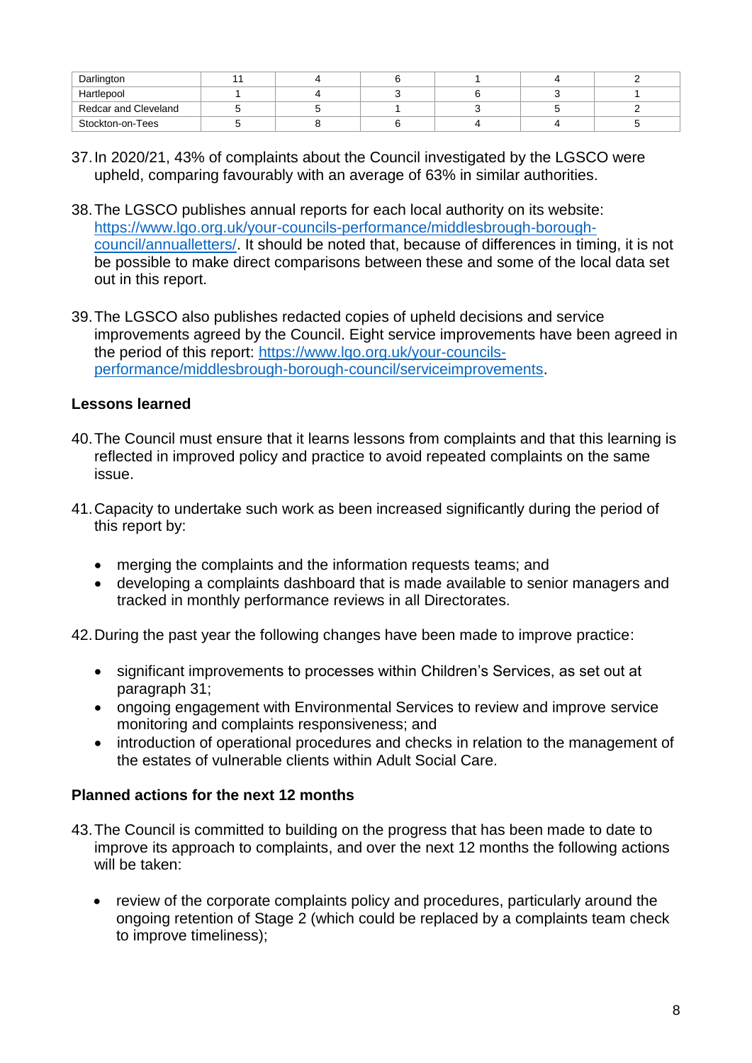| Darlington | 11 | 4 | 6 | 1 | 4 | 2 |
|---|---|---|---|---|---|---|
| Hartlepool | 1 | 4 | 3 | 6 | 3 | 1 |
| Redcar and Cleveland | 5 | 5 | 1 | 3 | 5 | 2 |
| Stockton-on-Tees | 5 | 8 | 6 | 4 | 4 | 5 |

37. In 2020/21, 43% of complaints about the Council investigated by the LGSCO were upheld, comparing favourably with an average of 63% in similar authorities.

38. The LGSCO publishes annual reports for each local authority on its website: https://www.lgo.org.uk/your-councils-performance/middlesbrough-borough-council/annualletters/. It should be noted that, because of differences in timing, it is not be possible to make direct comparisons between these and some of the local data set out in this report.

39. The LGSCO also publishes redacted copies of upheld decisions and service improvements agreed by the Council. Eight service improvements have been agreed in the period of this report: https://www.lgo.org.uk/your-councils-performance/middlesbrough-borough-council/serviceimprovements.

**Lessons learned**

40. The Council must ensure that it learns lessons from complaints and that this learning is reflected in improved policy and practice to avoid repeated complaints on the same issue.

41. Capacity to undertake such work as been increased significantly during the period of this report by:

    - merging the complaints and the information requests teams; and
    - developing a complaints dashboard that is made available to senior managers and tracked in monthly performance reviews in all Directorates.

42. During the past year the following changes have been made to improve practice:

    - significant improvements to processes within Children's Services, as set out at paragraph 31;
    - ongoing engagement with Environmental Services to review and improve service monitoring and complaints responsiveness; and
    - introduction of operational procedures and checks in relation to the management of the estates of vulnerable clients within Adult Social Care.

**Planned actions for the next 12 months**

43. The Council is committed to building on the progress that has been made to date to improve its approach to complaints, and over the next 12 months the following actions will be taken:

    - review of the corporate complaints policy and procedures, particularly around the ongoing retention of Stage 2 (which could be replaced by a complaints team check to improve timeliness);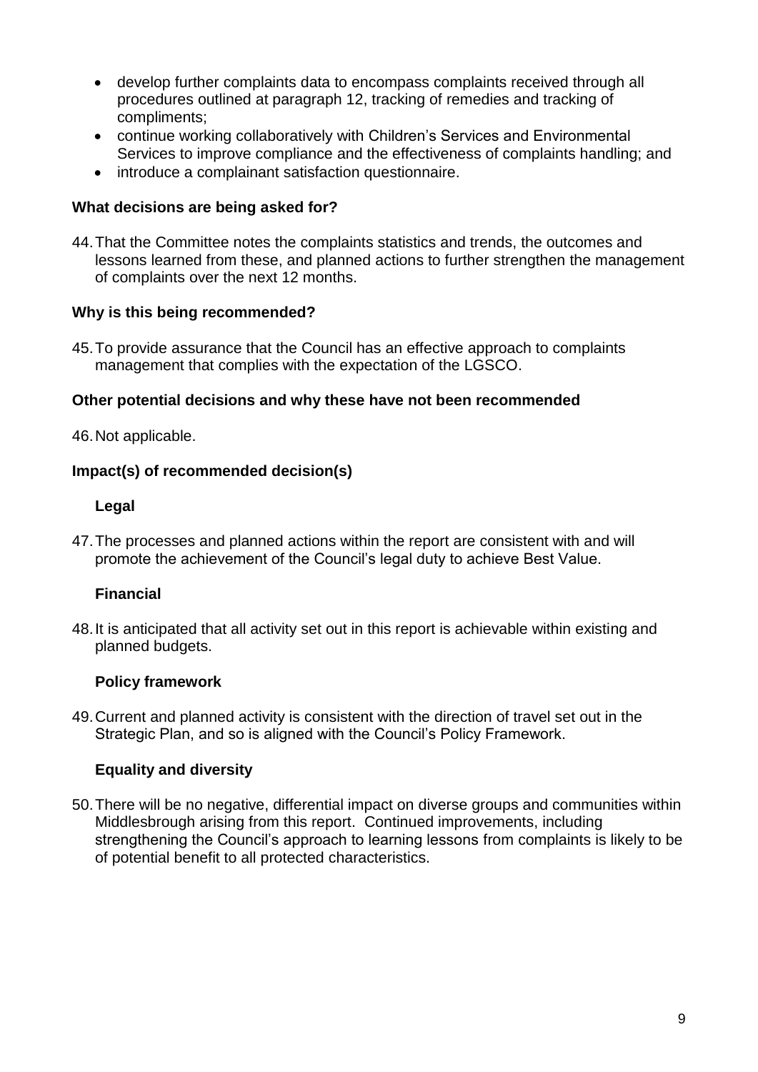- develop further complaints data to encompass complaints received through all procedures outlined at paragraph 12, tracking of remedies and tracking of compliments;
- continue working collaboratively with Children's Services and Environmental Services to improve compliance and the effectiveness of complaints handling; and
- introduce a complainant satisfaction questionnaire.

**What decisions are being asked for?**

44. That the Committee notes the complaints statistics and trends, the outcomes and lessons learned from these, and planned actions to further strengthen the management of complaints over the next 12 months.

**Why is this being recommended?**

45. To provide assurance that the Council has an effective approach to complaints management that complies with the expectation of the LGSCO.

**Other potential decisions and why these have not been recommended**

46. Not applicable.

**Impact(s) of recommended decision(s)**

**Legal**

47. The processes and planned actions within the report are consistent with and will promote the achievement of the Council's legal duty to achieve Best Value.

**Financial**

48. It is anticipated that all activity set out in this report is achievable within existing and planned budgets.

**Policy framework**

49. Current and planned activity is consistent with the direction of travel set out in the Strategic Plan, and so is aligned with the Council's Policy Framework.

**Equality and diversity**

50. There will be no negative, differential impact on diverse groups and communities within Middlesbrough arising from this report. Continued improvements, including strengthening the Council's approach to learning lessons from complaints is likely to be of potential benefit to all protected characteristics.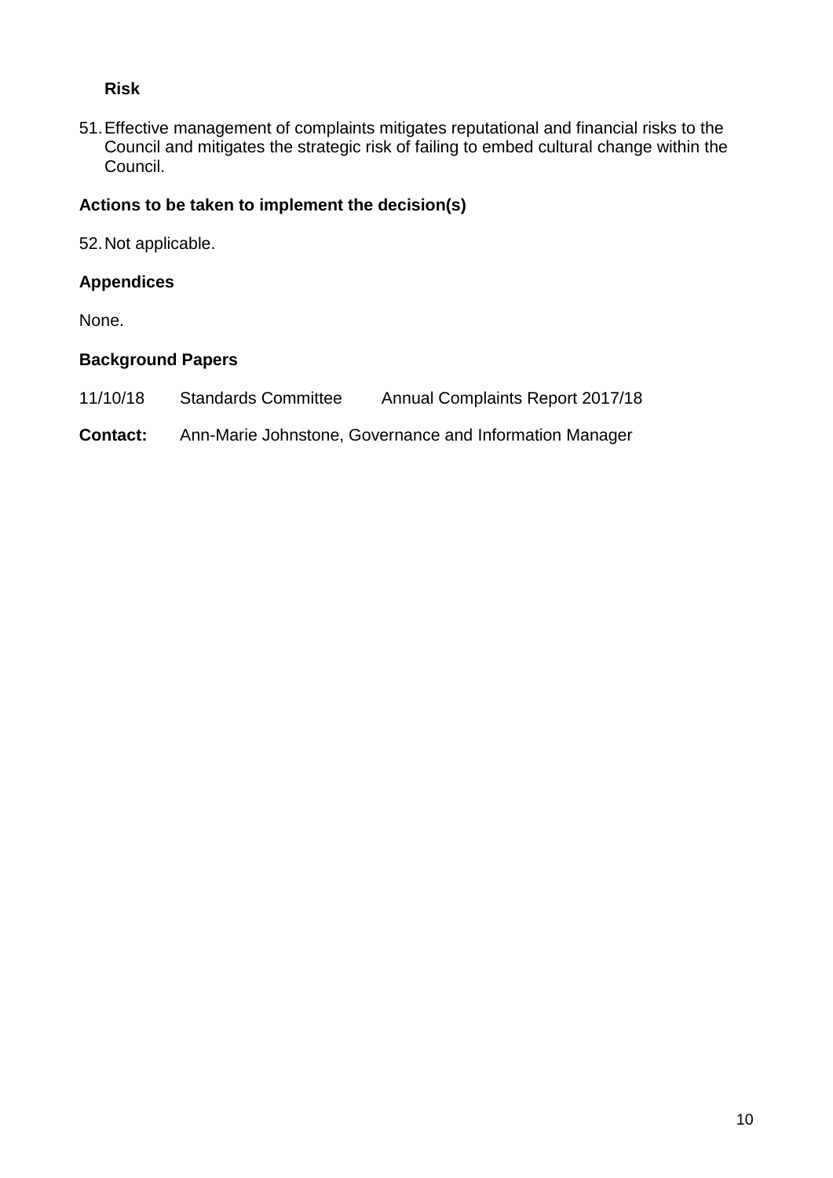**Risk**

51. Effective management of complaints mitigates reputational and financial risks to the Council and mitigates the strategic risk of failing to embed cultural change within the Council.

**Actions to be taken to implement the decision(s)**

52. Not applicable.

**Appendices**

None.

**Background Papers**

| | | |
|---|---|---|
| 11/10/18 | Standards Committee | Annual Complaints Report 2017/18 |

**Contact:** Ann-Marie Johnstone, Governance and Information Manager